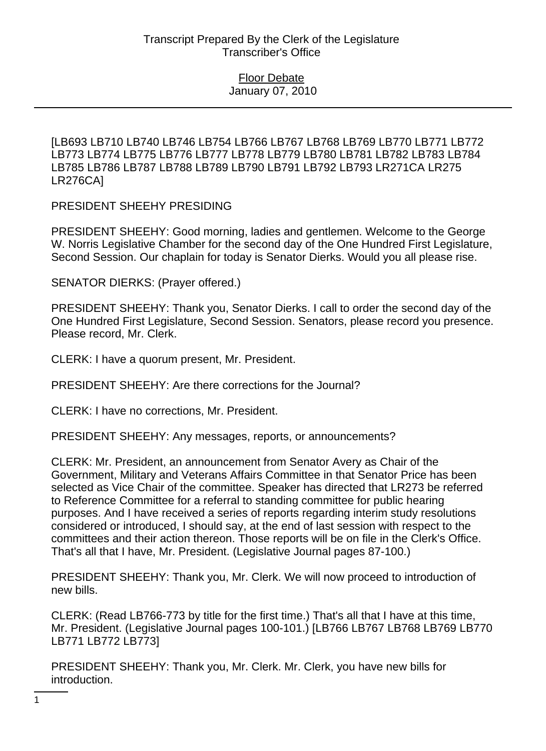[LB693 LB710 LB740 LB746 LB754 LB766 LB767 LB768 LB769 LB770 LB771 LB772 LB773 LB774 LB775 LB776 LB777 LB778 LB779 LB780 LB781 LB782 LB783 LB784 LB785 LB786 LB787 LB788 LB789 LB790 LB791 LB792 LB793 LR271CA LR275 LR276CA]

PRESIDENT SHEEHY PRESIDING

PRESIDENT SHEEHY: Good morning, ladies and gentlemen. Welcome to the George W. Norris Legislative Chamber for the second day of the One Hundred First Legislature, Second Session. Our chaplain for today is Senator Dierks. Would you all please rise.

SENATOR DIERKS: (Prayer offered.)

PRESIDENT SHEEHY: Thank you, Senator Dierks. I call to order the second day of the One Hundred First Legislature, Second Session. Senators, please record you presence. Please record, Mr. Clerk.

CLERK: I have a quorum present, Mr. President.

PRESIDENT SHEEHY: Are there corrections for the Journal?

CLERK: I have no corrections, Mr. President.

PRESIDENT SHEEHY: Any messages, reports, or announcements?

CLERK: Mr. President, an announcement from Senator Avery as Chair of the Government, Military and Veterans Affairs Committee in that Senator Price has been selected as Vice Chair of the committee. Speaker has directed that LR273 be referred to Reference Committee for a referral to standing committee for public hearing purposes. And I have received a series of reports regarding interim study resolutions considered or introduced, I should say, at the end of last session with respect to the committees and their action thereon. Those reports will be on file in the Clerk's Office. That's all that I have, Mr. President. (Legislative Journal pages 87-100.)

PRESIDENT SHEEHY: Thank you, Mr. Clerk. We will now proceed to introduction of new bills.

CLERK: (Read LB766-773 by title for the first time.) That's all that I have at this time, Mr. President. (Legislative Journal pages 100-101.) [LB766 LB767 LB768 LB769 LB770 LB771 LB772 LB773]

PRESIDENT SHEEHY: Thank you, Mr. Clerk. Mr. Clerk, you have new bills for introduction.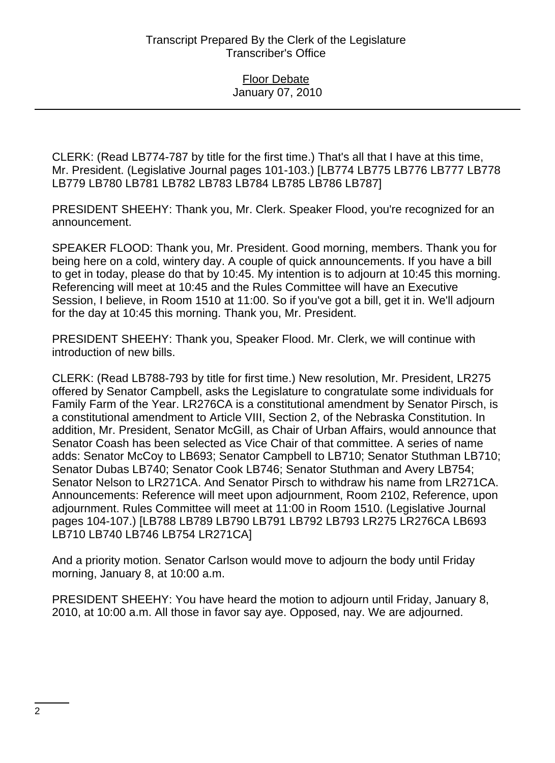CLERK: (Read LB774-787 by title for the first time.) That's all that I have at this time, Mr. President. (Legislative Journal pages 101-103.) [LB774 LB775 LB776 LB777 LB778 LB779 LB780 LB781 LB782 LB783 LB784 LB785 LB786 LB787]

PRESIDENT SHEEHY: Thank you, Mr. Clerk. Speaker Flood, you're recognized for an announcement.

SPEAKER FLOOD: Thank you, Mr. President. Good morning, members. Thank you for being here on a cold, wintery day. A couple of quick announcements. If you have a bill to get in today, please do that by 10:45. My intention is to adjourn at 10:45 this morning. Referencing will meet at 10:45 and the Rules Committee will have an Executive Session, I believe, in Room 1510 at 11:00. So if you've got a bill, get it in. We'll adjourn for the day at 10:45 this morning. Thank you, Mr. President.

PRESIDENT SHEEHY: Thank you, Speaker Flood. Mr. Clerk, we will continue with introduction of new bills.

CLERK: (Read LB788-793 by title for first time.) New resolution, Mr. President, LR275 offered by Senator Campbell, asks the Legislature to congratulate some individuals for Family Farm of the Year. LR276CA is a constitutional amendment by Senator Pirsch, is a constitutional amendment to Article VIII, Section 2, of the Nebraska Constitution. In addition, Mr. President, Senator McGill, as Chair of Urban Affairs, would announce that Senator Coash has been selected as Vice Chair of that committee. A series of name adds: Senator McCoy to LB693; Senator Campbell to LB710; Senator Stuthman LB710; Senator Dubas LB740; Senator Cook LB746; Senator Stuthman and Avery LB754; Senator Nelson to LR271CA. And Senator Pirsch to withdraw his name from LR271CA. Announcements: Reference will meet upon adjournment, Room 2102, Reference, upon adjournment. Rules Committee will meet at 11:00 in Room 1510. (Legislative Journal pages 104-107.) [LB788 LB789 LB790 LB791 LB792 LB793 LR275 LR276CA LB693 LB710 LB740 LB746 LB754 LR271CA]

And a priority motion. Senator Carlson would move to adjourn the body until Friday morning, January 8, at 10:00 a.m.

PRESIDENT SHEEHY: You have heard the motion to adjourn until Friday, January 8, 2010, at 10:00 a.m. All those in favor say aye. Opposed, nay. We are adjourned.